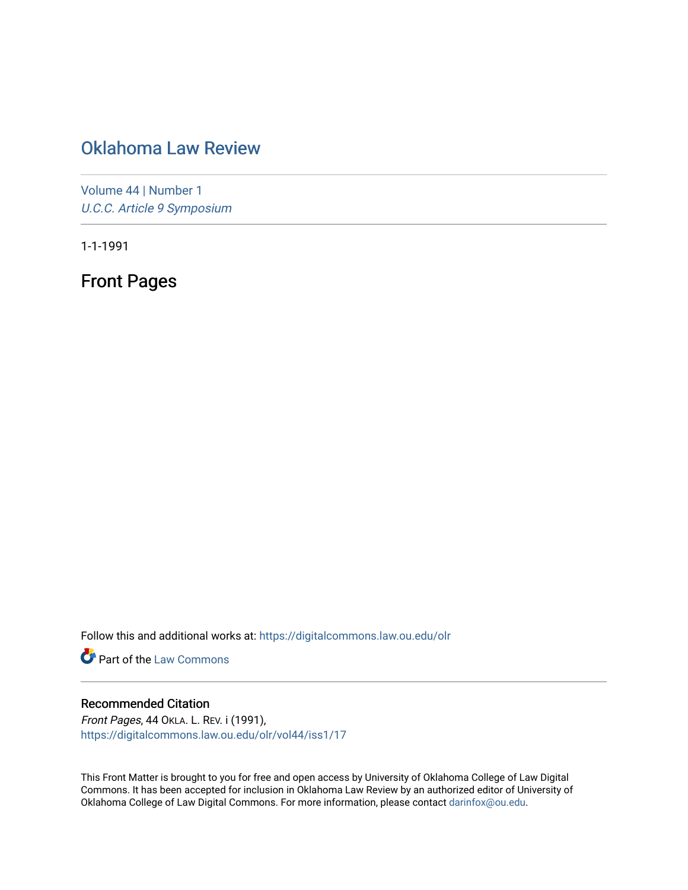# Oklahoma Law Review

Volume 44 | Number 1

*U.C.C. Article 9 Symposium*

1-1-1991

## Front Pages

Follow this and additional works at: https://digitalcommons.law.ou.edu/olr

Part of the Law Commons

### Recommended Citation

*Front Pages*, 44 OKLA. L. REV. i (1991),
https://digitalcommons.law.ou.edu/olr/vol44/iss1/17

This Front Matter is brought to you for free and open access by University of Oklahoma College of Law Digital Commons. It has been accepted for inclusion in Oklahoma Law Review by an authorized editor of University of Oklahoma College of Law Digital Commons. For more information, please contact darinfox@ou.edu.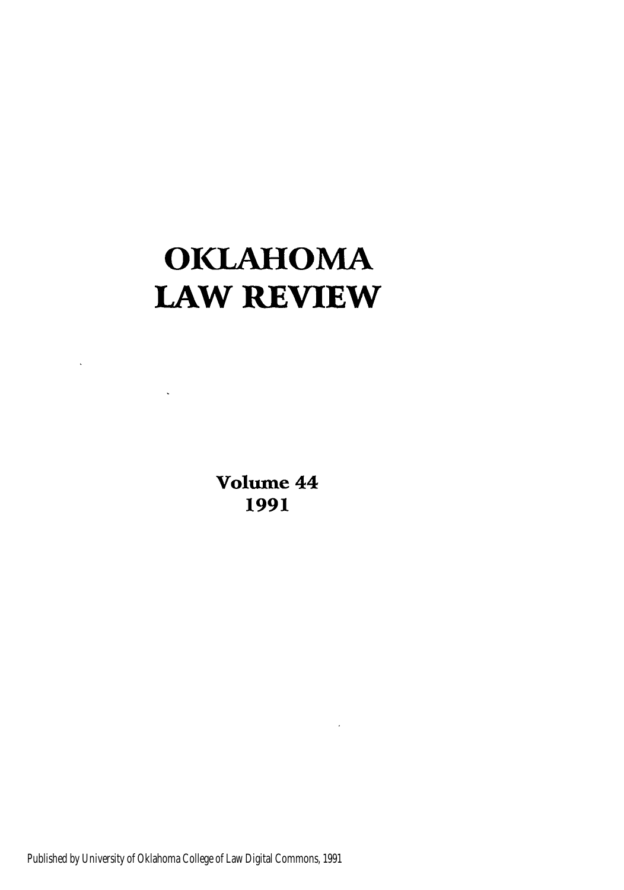# OKLAHOMA LAW REVIEW

Volume 44
1991

Published by University of Oklahoma College of Law Digital Commons, 1991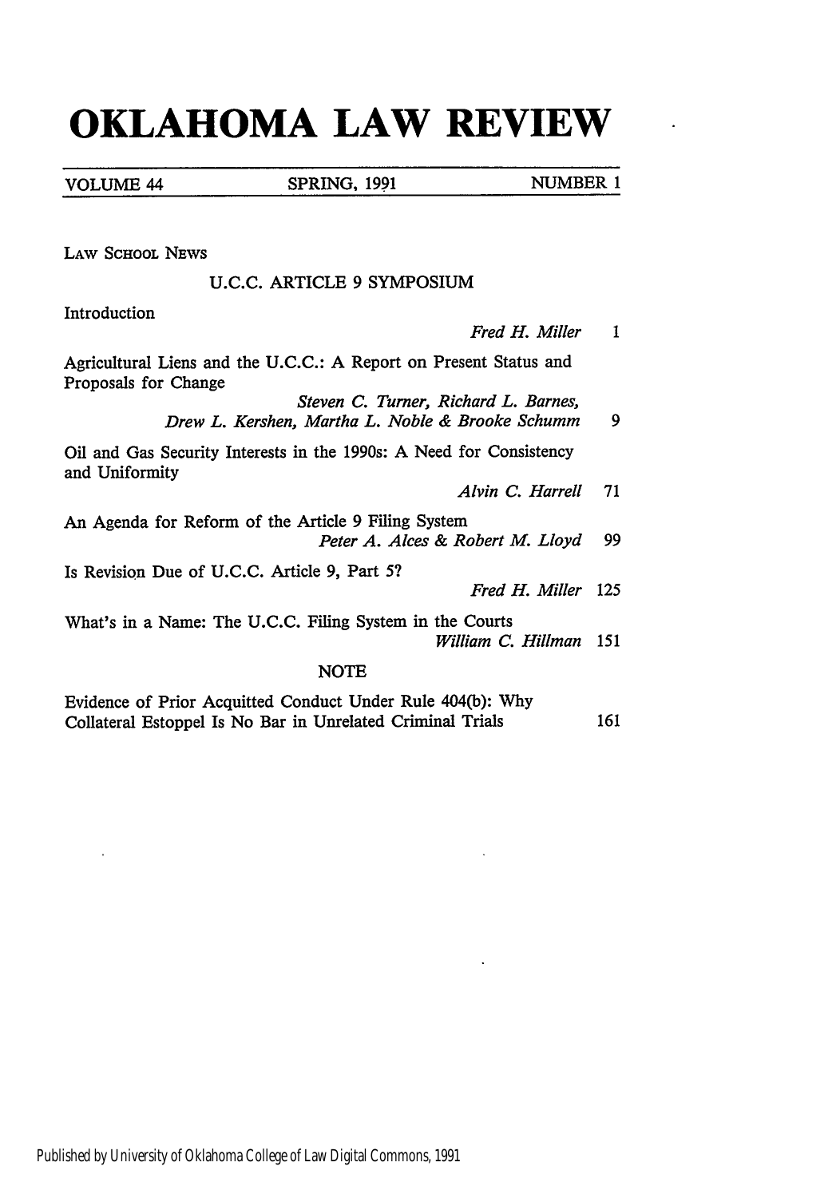# OKLAHOMA LAW REVIEW

| VOLUME 44 | SPRING, 1991 | NUMBER 1 |
|---|---|---|

LAW SCHOOL NEWS

U.C.C. ARTICLE 9 SYMPOSIUM

| | |
|---|---|
| Introduction<br>*Fred H. Miller* | 1 |
| Agricultural Liens and the U.C.C.: A Report on Present Status and Proposals for Change<br>*Steven C. Turner, Richard L. Barnes, Drew L. Kershen, Martha L. Noble & Brooke Schumm* | 9 |
| Oil and Gas Security Interests in the 1990s: A Need for Consistency and Uniformity<br>*Alvin C. Harrell* | 71 |
| An Agenda for Reform of the Article 9 Filing System<br>*Peter A. Alces & Robert M. Lloyd* | 99 |
| Is Revision Due of U.C.C. Article 9, Part 5?<br>*Fred H. Miller* | 125 |
| What's in a Name: The U.C.C. Filing System in the Courts<br>*William C. Hillman* | 151 |

NOTE

| | |
|---|---|
| Evidence of Prior Acquitted Conduct Under Rule 404(b): Why Collateral Estoppel Is No Bar in Unrelated Criminal Trials | 161 |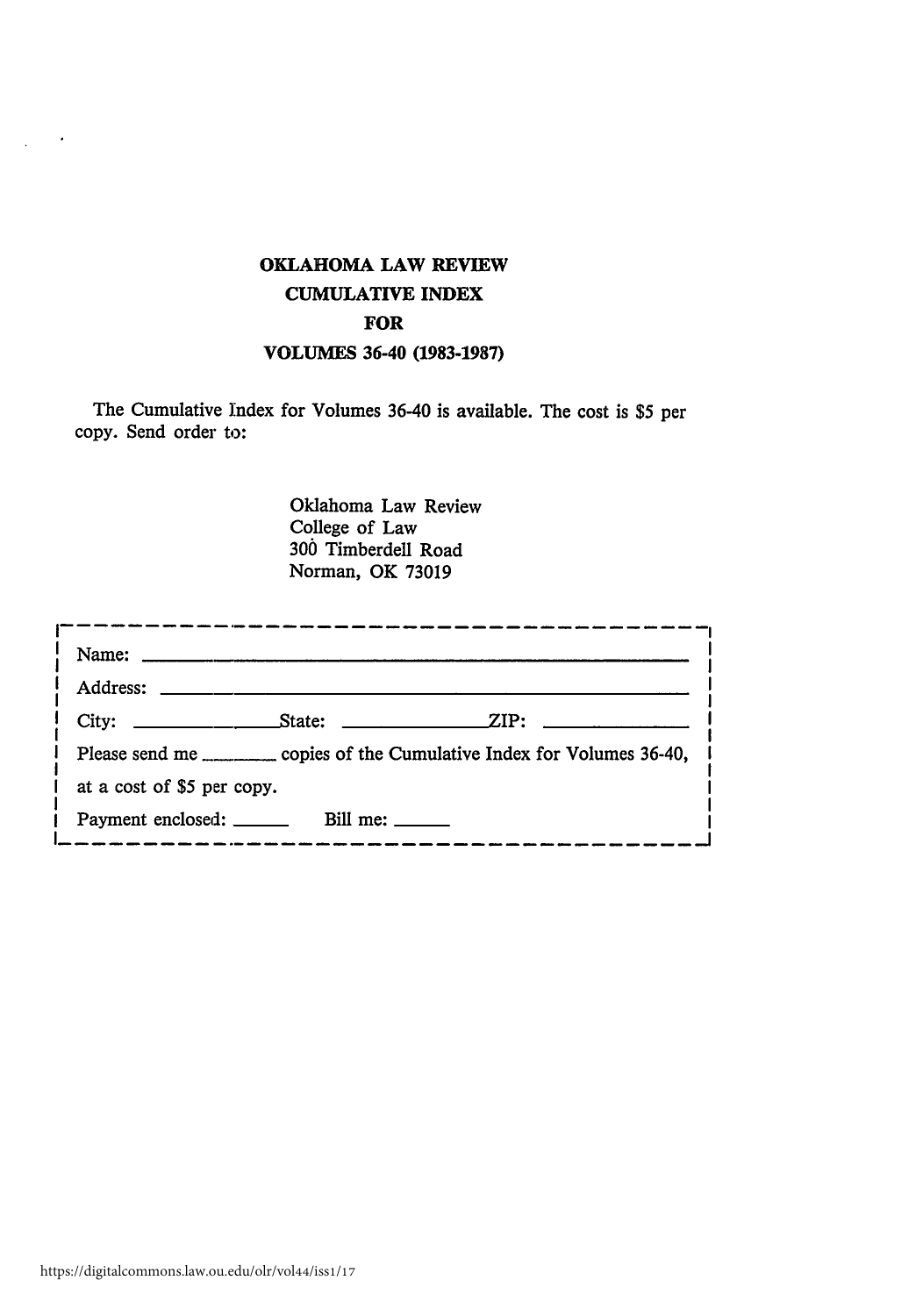**OKLAHOMA LAW REVIEW**

**CUMULATIVE INDEX**

**FOR**

**VOLUMES 36-40 (1983-1987)**

The Cumulative Index for Volumes 36-40 is available. The cost is $5 per copy. Send order to:

Oklahoma Law Review
College of Law
300 Timberdell Road
Norman, OK 73019

---

Name: ______________________________________________

Address: ______________________________________________

City: ______________ State: ______________ ZIP: ______________

Please send me ________ copies of the Cumulative Index for Volumes 36-40, at a cost of $5 per copy.

Payment enclosed: ______ Bill me: ______

---